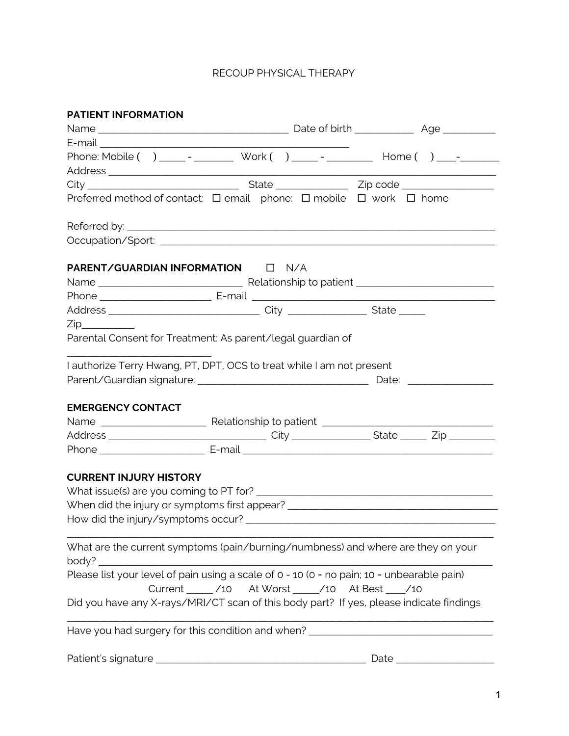RECOUP PHYSICAL THERAPY

**PATIENT INFORMATION**

Name ____________________________________ Date of birth ___________ Age __________

E-mail _______________________________________________

Phone: Mobile (    ) _____ - _______ Work (    ) _____ - ________ Home (    ) ____-_______

Address __________________________________________________________________________

City ____________________________ State _____________ Zip code _________________

Preferred method of contact: ☐ email phone: ☐ mobile ☐ work ☐ home

Referred by: _______________________________________________________________________

Occupation/Sport: __________________________________________________________________

**PARENT/GUARDIAN INFORMATION** ☐ N/A

Name ___________________________ Relationship to patient _________________________

Phone _____________________ E-mail ______________________________________________

Address ____________________________ City _______________ State _____

Zip__________

Parental Consent for Treatment: As parent/legal guardian of

___________________________

I authorize Terry Hwang, PT, DPT, OCS to treat while I am not present

Parent/Guardian signature: ______________________________ Date: ________________

**EMERGENCY CONTACT**

Name ____________________ Relationship to patient ________________________________

Address ______________________________ City _______________ State _____ Zip ________

Phone ____________________ E-mail _______________________________________________

**CURRENT INJURY HISTORY**

What issue(s) are you coming to PT for? ___________________________________________

When did the injury or symptoms first appear? ______________________________________

How did the injury/symptoms occur? _______________________________________________

___________________________________________________________________________

What are the current symptoms (pain/burning/numbness) and where are they on your body? _____________________________________________________________________

Please list your level of pain using a scale of 0 - 10 (0 = no pain; 10 = unbearable pain)

Current _____ /10 At Worst _____/10 At Best ____/10

Did you have any X-rays/MRI/CT scan of this body part? If yes, please indicate findings

___________________________________________________________________________

Have you had surgery for this condition and when? __________________________________

Patient's signature ________________________________________ Date __________________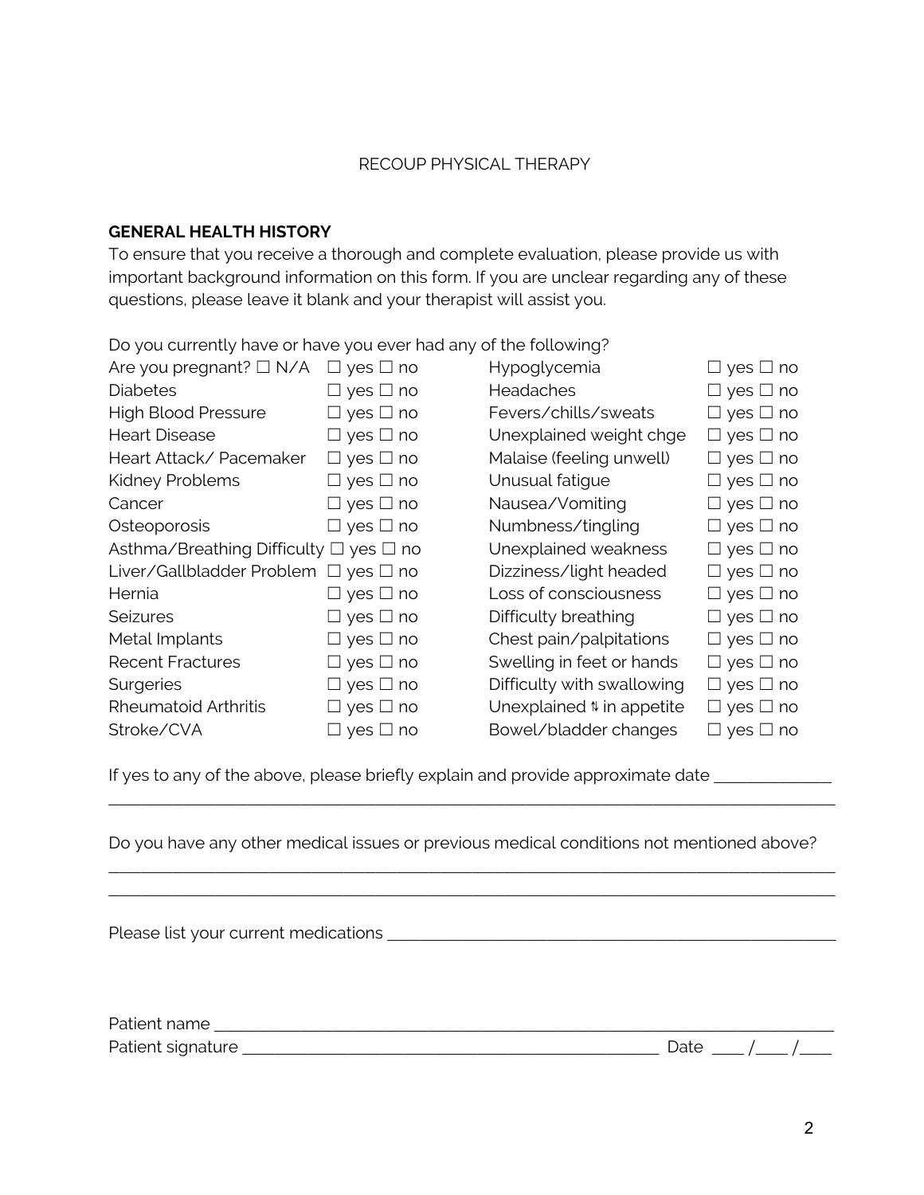RECOUP PHYSICAL THERAPY

**GENERAL HEALTH HISTORY**

To ensure that you receive a thorough and complete evaluation, please provide us with important background information on this form. If you are unclear regarding any of these questions, please leave it blank and your therapist will assist you.

Do you currently have or have you ever had any of the following?

| | | | |
|---|---|---|---|
| Are you pregnant? ☐ N/A | ☐ yes ☐ no | Hypoglycemia | ☐ yes ☐ no |
| Diabetes | ☐ yes ☐ no | Headaches | ☐ yes ☐ no |
| High Blood Pressure | ☐ yes ☐ no | Fevers/chills/sweats | ☐ yes ☐ no |
| Heart Disease | ☐ yes ☐ no | Unexplained weight chge | ☐ yes ☐ no |
| Heart Attack/ Pacemaker | ☐ yes ☐ no | Malaise (feeling unwell) | ☐ yes ☐ no |
| Kidney Problems | ☐ yes ☐ no | Unusual fatigue | ☐ yes ☐ no |
| Cancer | ☐ yes ☐ no | Nausea/Vomiting | ☐ yes ☐ no |
| Osteoporosis | ☐ yes ☐ no | Numbness/tingling | ☐ yes ☐ no |
| Asthma/Breathing Difficulty | ☐ yes ☐ no | Unexplained weakness | ☐ yes ☐ no |
| Liver/Gallbladder Problem | ☐ yes ☐ no | Dizziness/light headed | ☐ yes ☐ no |
| Hernia | ☐ yes ☐ no | Loss of consciousness | ☐ yes ☐ no |
| Seizures | ☐ yes ☐ no | Difficulty breathing | ☐ yes ☐ no |
| Metal Implants | ☐ yes ☐ no | Chest pain/palpitations | ☐ yes ☐ no |
| Recent Fractures | ☐ yes ☐ no | Swelling in feet or hands | ☐ yes ☐ no |
| Surgeries | ☐ yes ☐ no | Difficulty with swallowing | ☐ yes ☐ no |
| Rheumatoid Arthritis | ☐ yes ☐ no | Unexplained ⇅ in appetite | ☐ yes ☐ no |
| Stroke/CVA | ☐ yes ☐ no | Bowel/bladder changes | ☐ yes ☐ no |

If yes to any of the above, please briefly explain and provide approximate date _____________
_________________________________________________________________________________

Do you have any other medical issues or previous medical conditions not mentioned above?
_________________________________________________________________________________
_________________________________________________________________________________

Please list your current medications _______________________________________________

Patient name _______________________________________________________________

Patient signature _______________________________________________ Date ____ /____ /____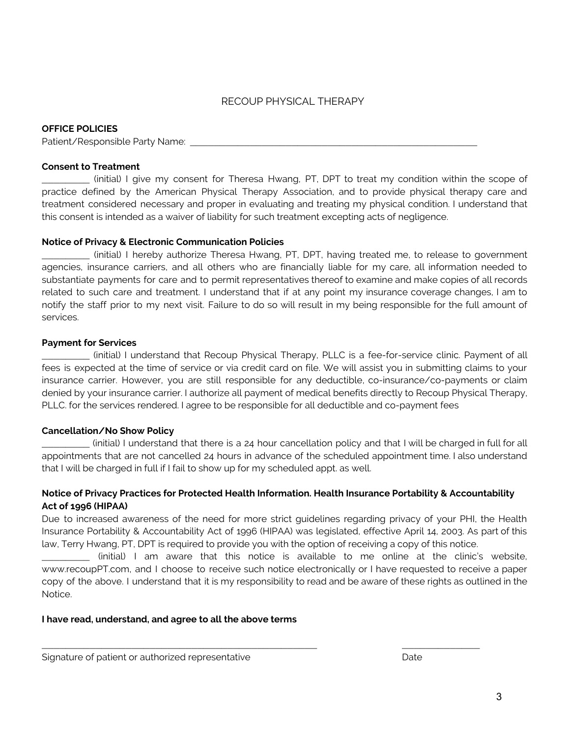# RECOUP PHYSICAL THERAPY

**OFFICE POLICIES**

Patient/Responsible Party Name: ___________________________________________________________

**Consent to Treatment**

__________ (initial) I give my consent for Theresa Hwang, PT, DPT to treat my condition within the scope of practice defined by the American Physical Therapy Association, and to provide physical therapy care and treatment considered necessary and proper in evaluating and treating my physical condition. I understand that this consent is intended as a waiver of liability for such treatment excepting acts of negligence.

**Notice of Privacy & Electronic Communication Policies**

__________ (initial) I hereby authorize Theresa Hwang, PT, DPT, having treated me, to release to government agencies, insurance carriers, and all others who are financially liable for my care, all information needed to substantiate payments for care and to permit representatives thereof to examine and make copies of all records related to such care and treatment. I understand that if at any point my insurance coverage changes, I am to notify the staff prior to my next visit. Failure to do so will result in my being responsible for the full amount of services.

**Payment for Services**

__________ (initial) I understand that Recoup Physical Therapy, PLLC is a fee-for-service clinic. Payment of all fees is expected at the time of service or via credit card on file. We will assist you in submitting claims to your insurance carrier. However, you are still responsible for any deductible, co-insurance/co-payments or claim denied by your insurance carrier. I authorize all payment of medical benefits directly to Recoup Physical Therapy, PLLC. for the services rendered. I agree to be responsible for all deductible and co-payment fees

**Cancellation/No Show Policy**

__________ (initial) I understand that there is a 24 hour cancellation policy and that I will be charged in full for all appointments that are not cancelled 24 hours in advance of the scheduled appointment time. I also understand that I will be charged in full if I fail to show up for my scheduled appt. as well.

**Notice of Privacy Practices for Protected Health Information. Health Insurance Portability & Accountability Act of 1996 (HIPAA)**

Due to increased awareness of the need for more strict guidelines regarding privacy of your PHI, the Health Insurance Portability & Accountability Act of 1996 (HIPAA) was legislated, effective April 14, 2003. As part of this law, Terry Hwang, PT, DPT is required to provide you with the option of receiving a copy of this notice.

__________ (initial) I am aware that this notice is available to me online at the clinic's website, www.recoupPT.com, and I choose to receive such notice electronically or I have requested to receive a paper copy of the above. I understand that it is my responsibility to read and be aware of these rights as outlined in the Notice.

**I have read, understand, and agree to all the above terms**

___________________________________________________ &nbsp;&nbsp;&nbsp;&nbsp;&nbsp;&nbsp;&nbsp;&nbsp; ________________

Signature of patient or authorized representative &nbsp;&nbsp;&nbsp;&nbsp;&nbsp;&nbsp;&nbsp;&nbsp; Date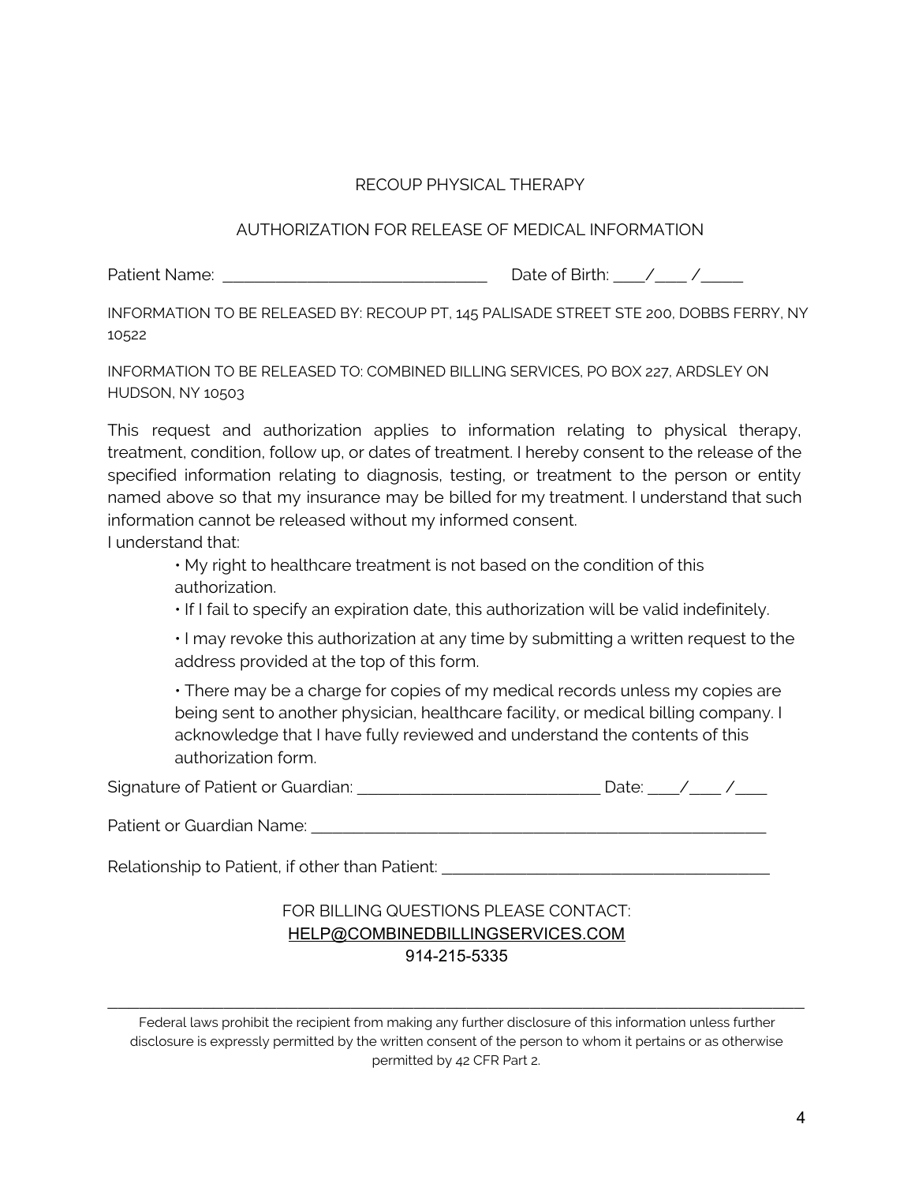# RECOUP PHYSICAL THERAPY

## AUTHORIZATION FOR RELEASE OF MEDICAL INFORMATION

Patient Name: _______________________________ Date of Birth: ____/____ /_____

INFORMATION TO BE RELEASED BY: RECOUP PT, 145 PALISADE STREET STE 200, DOBBS FERRY, NY 10522

INFORMATION TO BE RELEASED TO: COMBINED BILLING SERVICES, PO BOX 227, ARDSLEY ON HUDSON, NY 10503

This request and authorization applies to information relating to physical therapy, treatment, condition, follow up, or dates of treatment. I hereby consent to the release of the specified information relating to diagnosis, testing, or treatment to the person or entity named above so that my insurance may be billed for my treatment. I understand that such information cannot be released without my informed consent.

I understand that:

- My right to healthcare treatment is not based on the condition of this authorization.
- If I fail to specify an expiration date, this authorization will be valid indefinitely.
- I may revoke this authorization at any time by submitting a written request to the address provided at the top of this form.
- There may be a charge for copies of my medical records unless my copies are being sent to another physician, healthcare facility, or medical billing company. I acknowledge that I have fully reviewed and understand the contents of this authorization form.

Signature of Patient or Guardian: ____________________________ Date: ____/____ /____

Patient or Guardian Name: ______________________________________________________

Relationship to Patient, if other than Patient: ______________________________________

FOR BILLING QUESTIONS PLEASE CONTACT:
HELP@COMBINEDBILLINGSERVICES.COM
914-215-5335

---

Federal laws prohibit the recipient from making any further disclosure of this information unless further disclosure is expressly permitted by the written consent of the person to whom it pertains or as otherwise permitted by 42 CFR Part 2.